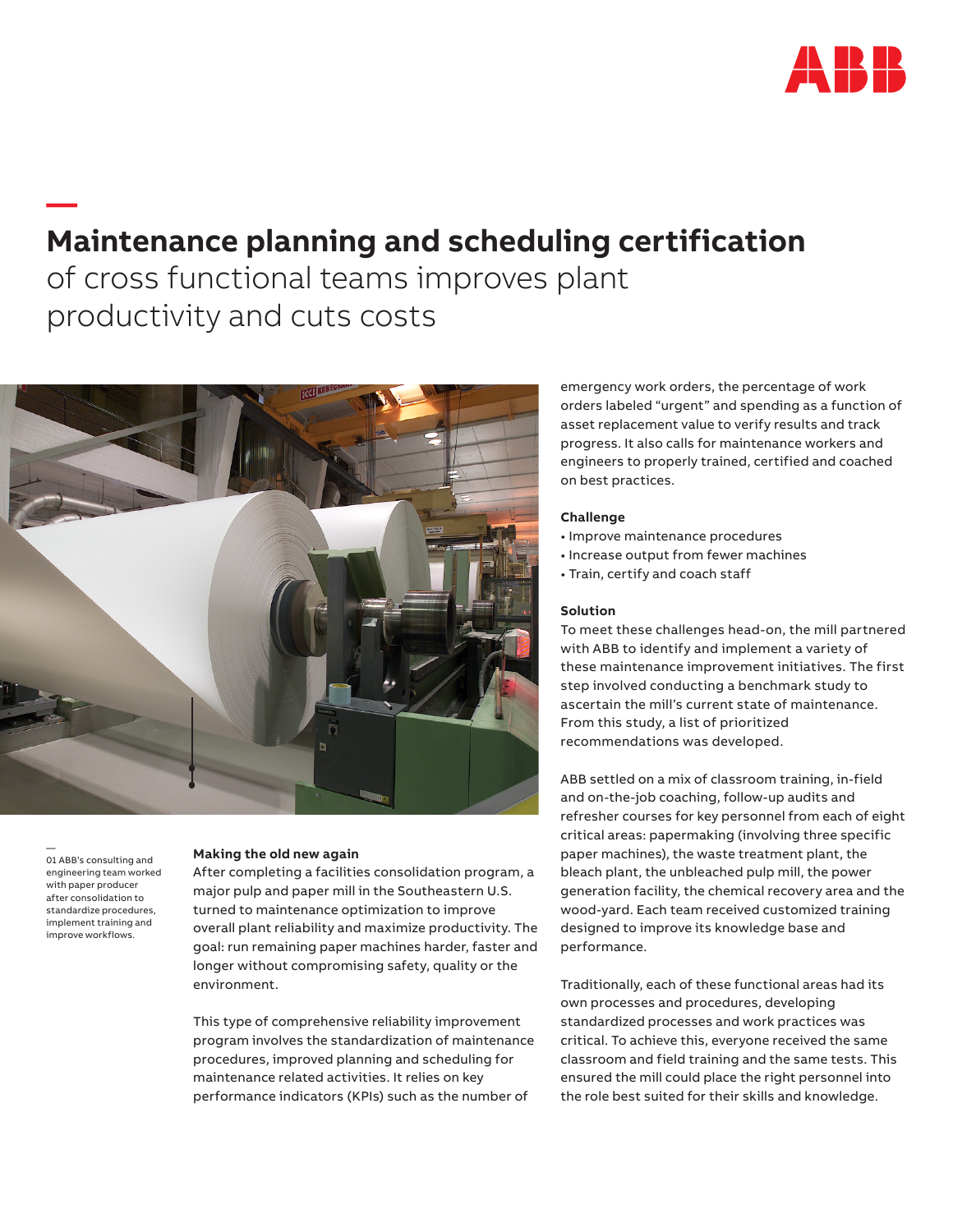# **Maintenance planning and scheduling certification** of cross functional teams improves plant productivity and cuts costs

01 ABB's consulting and engineering team worked with paper producer after consolidation to standardize procedures, implement training and improve workflows.

**Making the old new again**

After completing a facilities consolidation program, a major pulp and paper mill in the Southeastern U.S. turned to maintenance optimization to improve overall plant reliability and maximize productivity. The goal: run remaining paper machines harder, faster and longer without compromising safety, quality or the environment.

This type of comprehensive reliability improvement program involves the standardization of maintenance procedures, improved planning and scheduling for maintenance related activities. It relies on key performance indicators (KPIs) such as the number of emergency work orders, the percentage of work orders labeled "urgent" and spending as a function of asset replacement value to verify results and track progress. It also calls for maintenance workers and engineers to properly trained, certified and coached on best practices.

**Challenge**

- Improve maintenance procedures
- Increase output from fewer machines
- Train, certify and coach staff

**Solution**

To meet these challenges head-on, the mill partnered with ABB to identify and implement a variety of these maintenance improvement initiatives. The first step involved conducting a benchmark study to ascertain the mill's current state of maintenance. From this study, a list of prioritized recommendations was developed.

ABB settled on a mix of classroom training, in-field and on-the-job coaching, follow-up audits and refresher courses for key personnel from each of eight critical areas: papermaking (involving three specific paper machines), the waste treatment plant, the bleach plant, the unbleached pulp mill, the power generation facility, the chemical recovery area and the wood-yard. Each team received customized training designed to improve its knowledge base and performance.

Traditionally, each of these functional areas had its own processes and procedures, developing standardized processes and work practices was critical. To achieve this, everyone received the same classroom and field training and the same tests. This ensured the mill could place the right personnel into the role best suited for their skills and knowledge.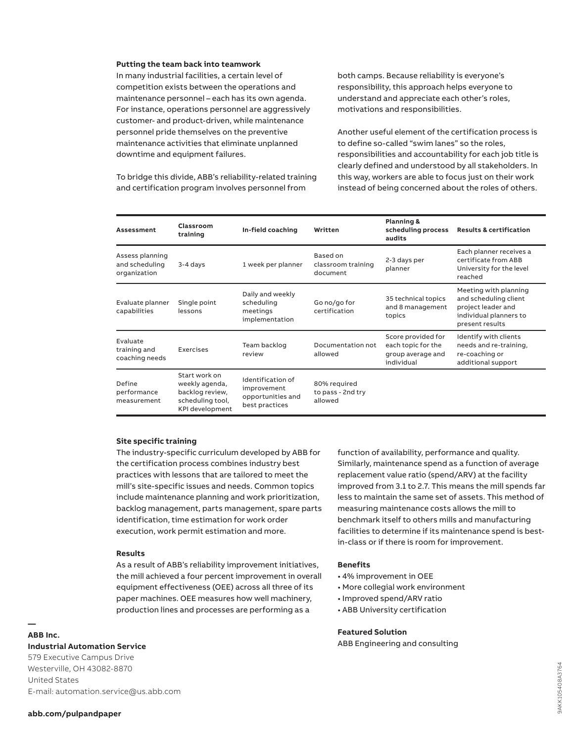### Putting the team back into teamwork

In many industrial facilities, a certain level of competition exists between the operations and maintenance personnel – each has its own agenda. For instance, operations personnel are aggressively customer- and product-driven, while maintenance personnel pride themselves on the preventive maintenance activities that eliminate unplanned downtime and equipment failures.

To bridge this divide, ABB's reliability-related training and certification program involves personnel from both camps. Because reliability is everyone's responsibility, this approach helps everyone to understand and appreciate each other's roles, motivations and responsibilities.

Another useful element of the certification process is to define so-called "swim lanes" so the roles, responsibilities and accountability for each job title is clearly defined and understood by all stakeholders. In this way, workers are able to focus just on their work instead of being concerned about the roles of others.

| Assessment | Classroom training | In-field coaching | Written | Planning & scheduling process audits | Results & certification |
|---|---|---|---|---|---|
| Assess planning and scheduling organization | 3-4 days | 1 week per planner | Based on classroom training document | 2-3 days per planner | Each planner receives a certificate from ABB University for the level reached |
| Evaluate planner capabilities | Single point lessons | Daily and weekly scheduling meetings implementation | Go no/go for certification | 35 technical topics and 8 management topics | Meeting with planning and scheduling client project leader and individual planners to present results |
| Evaluate training and coaching needs | Exercises | Team backlog review | Documentation not allowed | Score provided for each topic for the group average and individual | Identify with clients needs and re-training, re-coaching or additional support |
| Define performance measurement | Start work on weekly agenda, backlog review, scheduling tool, KPI development | Identification of improvement opportunities and best practices | 80% required to pass - 2nd try allowed | | |

### Site specific training

The industry-specific curriculum developed by ABB for the certification process combines industry best practices with lessons that are tailored to meet the mill's site-specific issues and needs. Common topics include maintenance planning and work prioritization, backlog management, parts management, spare parts identification, time estimation for work order execution, work permit estimation and more.

### Results

As a result of ABB's reliability improvement initiatives, the mill achieved a four percent improvement in overall equipment effectiveness (OEE) across all three of its paper machines. OEE measures how well machinery, production lines and processes are performing as a function of availability, performance and quality. Similarly, maintenance spend as a function of average replacement value ratio (spend/ARV) at the facility improved from 3.1 to 2.7. This means the mill spends far less to maintain the same set of assets. This method of measuring maintenance costs allows the mill to benchmark itself to others mills and manufacturing facilities to determine if its maintenance spend is best-in-class or if there is room for improvement.

### Benefits

- 4% improvement in OEE
- More collegial work environment
- Improved spend/ARV ratio
- ABB University certification

### Featured Solution

ABB Engineering and consulting

—
**ABB Inc.**
**Industrial Automation Service**
579 Executive Campus Drive
Westerville, OH 43082-8870
United States
E-mail: automation.service@us.abb.com

**abb.com/pulpandpaper**

9AKK105408A3764